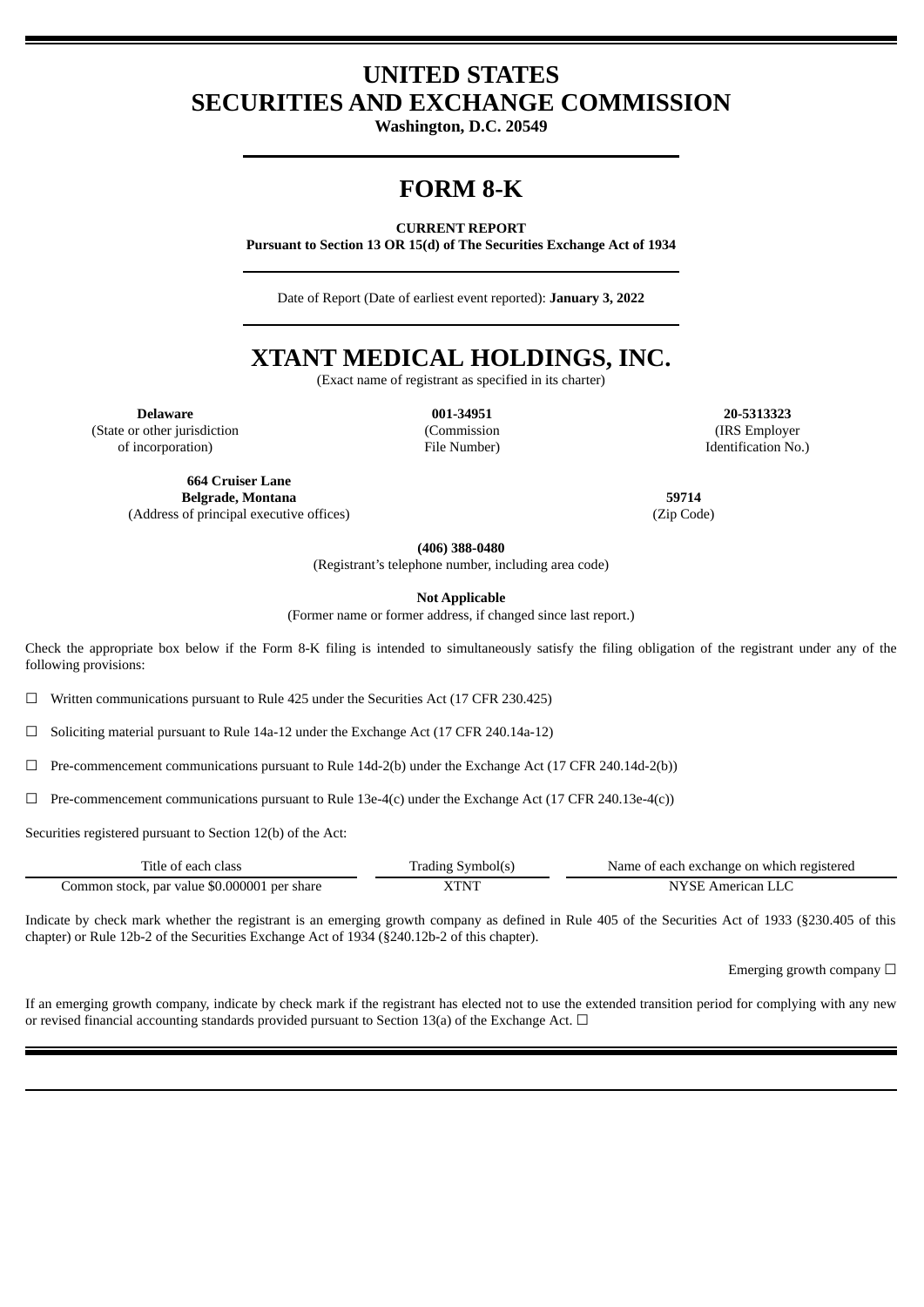# UNITED STATES
# SECURITIES AND EXCHANGE COMMISSION

**Washington, D.C. 20549**

# FORM 8-K

**CURRENT REPORT**
**Pursuant to Section 13 OR 15(d) of The Securities Exchange Act of 1934**

Date of Report (Date of earliest event reported): **January 3, 2022**

# XTANT MEDICAL HOLDINGS, INC.

(Exact name of registrant as specified in its charter)

| **Delaware** | **001-34951** | **20-5313323** |
|---|---|---|
| (State or other jurisdiction of incorporation) | (Commission File Number) | (IRS Employer Identification No.) |

| **664 Cruiser Lane Belgrade, Montana** | **59714** |
|---|---|
| (Address of principal executive offices) | (Zip Code) |

**(406) 388-0480**
(Registrant's telephone number, including area code)

**Not Applicable**
(Former name or former address, if changed since last report.)

Check the appropriate box below if the Form 8-K filing is intended to simultaneously satisfy the filing obligation of the registrant under any of the following provisions:

☐ Written communications pursuant to Rule 425 under the Securities Act (17 CFR 230.425)

☐ Soliciting material pursuant to Rule 14a-12 under the Exchange Act (17 CFR 240.14a-12)

☐ Pre-commencement communications pursuant to Rule 14d-2(b) under the Exchange Act (17 CFR 240.14d-2(b))

☐ Pre-commencement communications pursuant to Rule 13e-4(c) under the Exchange Act (17 CFR 240.13e-4(c))

Securities registered pursuant to Section 12(b) of the Act:

| Title of each class | Trading Symbol(s) | Name of each exchange on which registered |
|---|---|---|
| Common stock, par value $0.000001 per share | XTNT | NYSE American LLC |

Indicate by check mark whether the registrant is an emerging growth company as defined in Rule 405 of the Securities Act of 1933 (§230.405 of this chapter) or Rule 12b-2 of the Securities Exchange Act of 1934 (§240.12b-2 of this chapter).

Emerging growth company ☐

If an emerging growth company, indicate by check mark if the registrant has elected not to use the extended transition period for complying with any new or revised financial accounting standards provided pursuant to Section 13(a) of the Exchange Act. ☐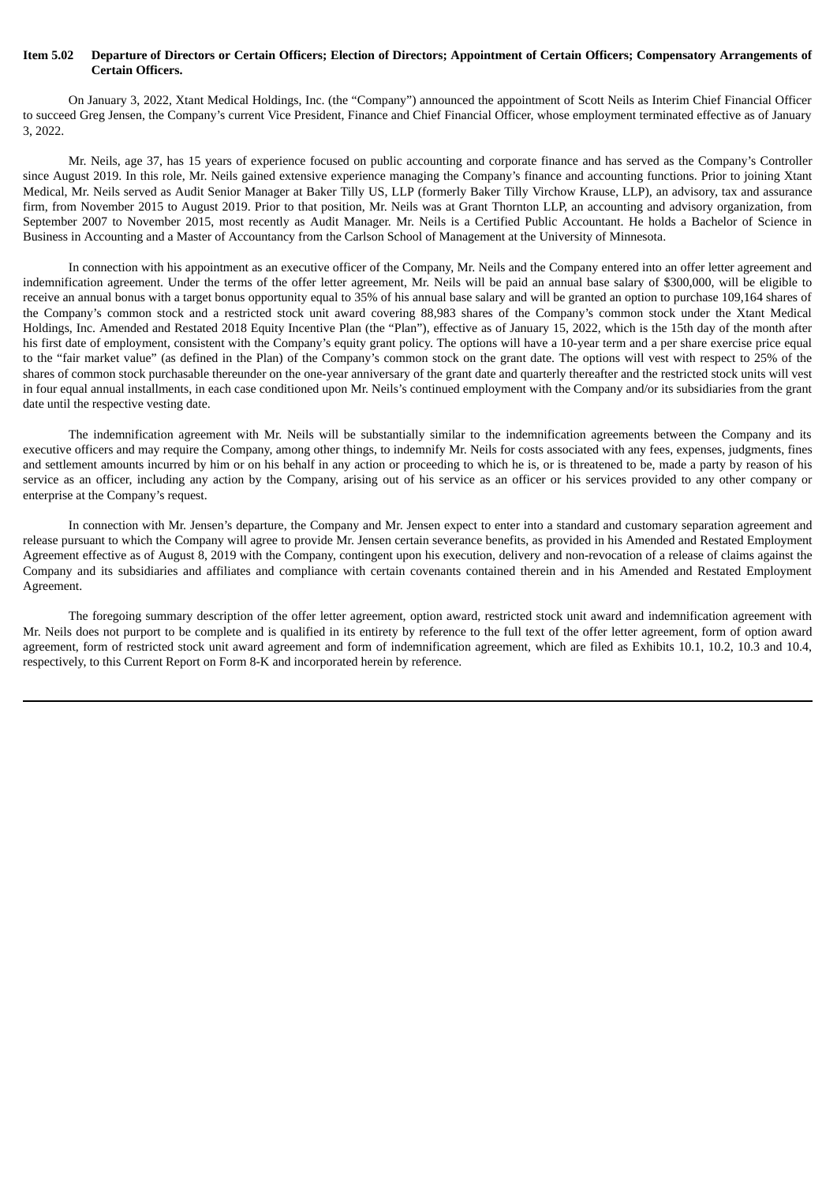**Item 5.02 Departure of Directors or Certain Officers; Election of Directors; Appointment of Certain Officers; Compensatory Arrangements of Certain Officers.**

On January 3, 2022, Xtant Medical Holdings, Inc. (the "Company") announced the appointment of Scott Neils as Interim Chief Financial Officer to succeed Greg Jensen, the Company's current Vice President, Finance and Chief Financial Officer, whose employment terminated effective as of January 3, 2022.

Mr. Neils, age 37, has 15 years of experience focused on public accounting and corporate finance and has served as the Company's Controller since August 2019. In this role, Mr. Neils gained extensive experience managing the Company's finance and accounting functions. Prior to joining Xtant Medical, Mr. Neils served as Audit Senior Manager at Baker Tilly US, LLP (formerly Baker Tilly Virchow Krause, LLP), an advisory, tax and assurance firm, from November 2015 to August 2019. Prior to that position, Mr. Neils was at Grant Thornton LLP, an accounting and advisory organization, from September 2007 to November 2015, most recently as Audit Manager. Mr. Neils is a Certified Public Accountant. He holds a Bachelor of Science in Business in Accounting and a Master of Accountancy from the Carlson School of Management at the University of Minnesota.

In connection with his appointment as an executive officer of the Company, Mr. Neils and the Company entered into an offer letter agreement and indemnification agreement. Under the terms of the offer letter agreement, Mr. Neils will be paid an annual base salary of $300,000, will be eligible to receive an annual bonus with a target bonus opportunity equal to 35% of his annual base salary and will be granted an option to purchase 109,164 shares of the Company's common stock and a restricted stock unit award covering 88,983 shares of the Company's common stock under the Xtant Medical Holdings, Inc. Amended and Restated 2018 Equity Incentive Plan (the "Plan"), effective as of January 15, 2022, which is the 15th day of the month after his first date of employment, consistent with the Company's equity grant policy. The options will have a 10-year term and a per share exercise price equal to the "fair market value" (as defined in the Plan) of the Company's common stock on the grant date. The options will vest with respect to 25% of the shares of common stock purchasable thereunder on the one-year anniversary of the grant date and quarterly thereafter and the restricted stock units will vest in four equal annual installments, in each case conditioned upon Mr. Neils's continued employment with the Company and/or its subsidiaries from the grant date until the respective vesting date.

The indemnification agreement with Mr. Neils will be substantially similar to the indemnification agreements between the Company and its executive officers and may require the Company, among other things, to indemnify Mr. Neils for costs associated with any fees, expenses, judgments, fines and settlement amounts incurred by him or on his behalf in any action or proceeding to which he is, or is threatened to be, made a party by reason of his service as an officer, including any action by the Company, arising out of his service as an officer or his services provided to any other company or enterprise at the Company's request.

In connection with Mr. Jensen's departure, the Company and Mr. Jensen expect to enter into a standard and customary separation agreement and release pursuant to which the Company will agree to provide Mr. Jensen certain severance benefits, as provided in his Amended and Restated Employment Agreement effective as of August 8, 2019 with the Company, contingent upon his execution, delivery and non-revocation of a release of claims against the Company and its subsidiaries and affiliates and compliance with certain covenants contained therein and in his Amended and Restated Employment Agreement.

The foregoing summary description of the offer letter agreement, option award, restricted stock unit award and indemnification agreement with Mr. Neils does not purport to be complete and is qualified in its entirety by reference to the full text of the offer letter agreement, form of option award agreement, form of restricted stock unit award agreement and form of indemnification agreement, which are filed as Exhibits 10.1, 10.2, 10.3 and 10.4, respectively, to this Current Report on Form 8-K and incorporated herein by reference.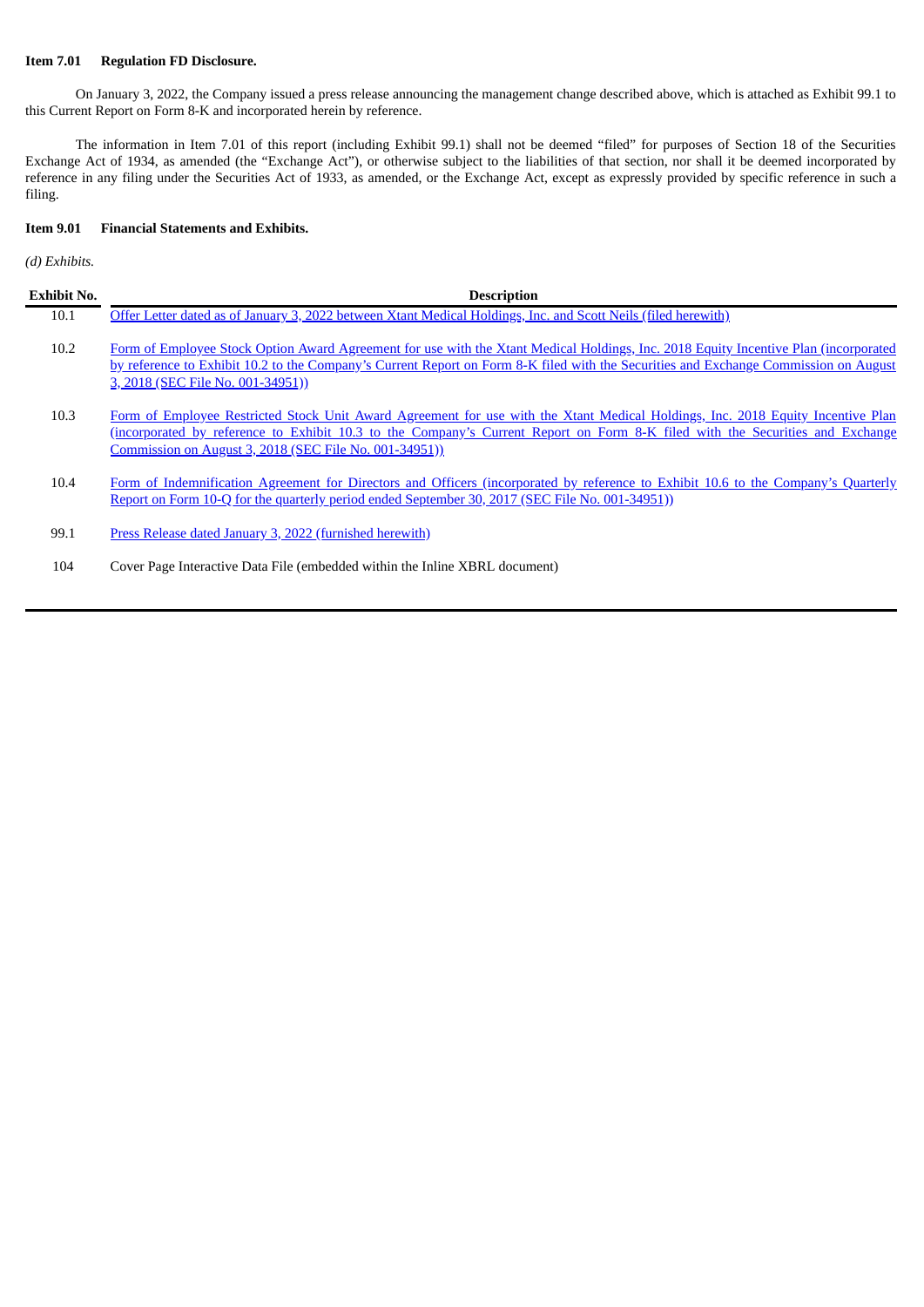**Item 7.01 Regulation FD Disclosure.**

On January 3, 2022, the Company issued a press release announcing the management change described above, which is attached as Exhibit 99.1 to this Current Report on Form 8-K and incorporated herein by reference.

The information in Item 7.01 of this report (including Exhibit 99.1) shall not be deemed "filed" for purposes of Section 18 of the Securities Exchange Act of 1934, as amended (the "Exchange Act"), or otherwise subject to the liabilities of that section, nor shall it be deemed incorporated by reference in any filing under the Securities Act of 1933, as amended, or the Exchange Act, except as expressly provided by specific reference in such a filing.

**Item 9.01 Financial Statements and Exhibits.**

*(d) Exhibits.*

| Exhibit No. | Description |
|---|---|
| 10.1 | Offer Letter dated as of January 3, 2022 between Xtant Medical Holdings, Inc. and Scott Neils (filed herewith) |
| 10.2 | Form of Employee Stock Option Award Agreement for use with the Xtant Medical Holdings, Inc. 2018 Equity Incentive Plan (incorporated by reference to Exhibit 10.2 to the Company's Current Report on Form 8-K filed with the Securities and Exchange Commission on August 3, 2018 (SEC File No. 001-34951)) |
| 10.3 | Form of Employee Restricted Stock Unit Award Agreement for use with the Xtant Medical Holdings, Inc. 2018 Equity Incentive Plan (incorporated by reference to Exhibit 10.3 to the Company's Current Report on Form 8-K filed with the Securities and Exchange Commission on August 3, 2018 (SEC File No. 001-34951)) |
| 10.4 | Form of Indemnification Agreement for Directors and Officers (incorporated by reference to Exhibit 10.6 to the Company's Quarterly Report on Form 10-Q for the quarterly period ended September 30, 2017 (SEC File No. 001-34951)) |
| 99.1 | Press Release dated January 3, 2022 (furnished herewith) |
| 104 | Cover Page Interactive Data File (embedded within the Inline XBRL document) |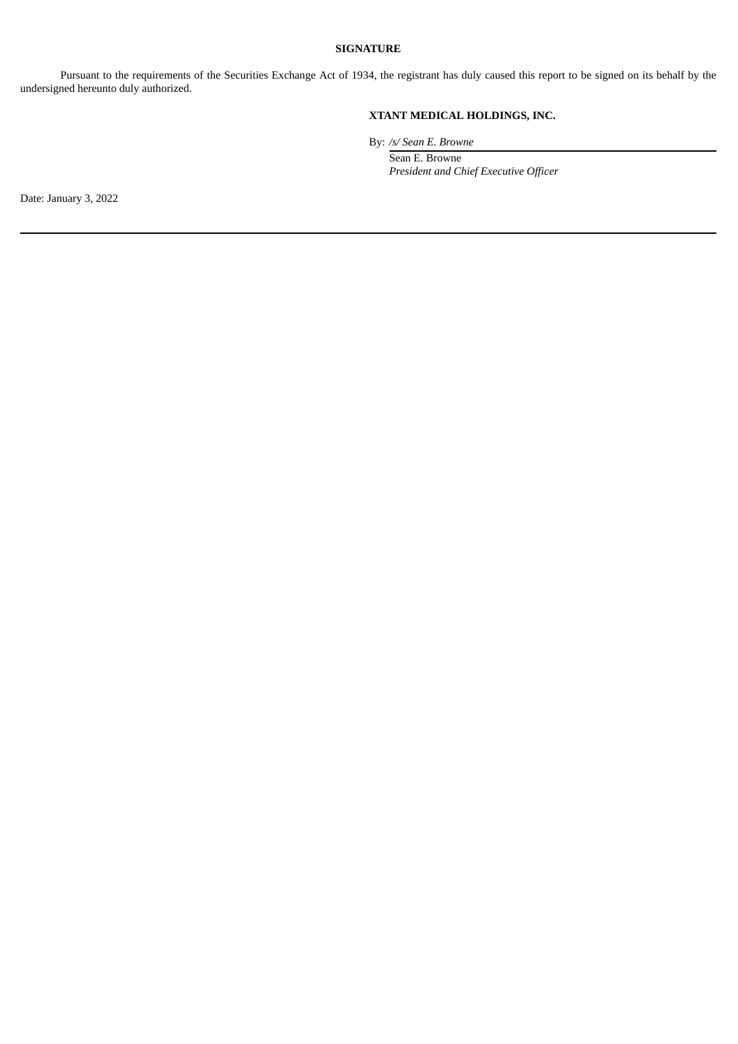**SIGNATURE**

Pursuant to the requirements of the Securities Exchange Act of 1934, the registrant has duly caused this report to be signed on its behalf by the undersigned hereunto duly authorized.

**XTANT MEDICAL HOLDINGS, INC.**

By: */s/ Sean E. Browne*

Sean E. Browne
*President and Chief Executive Officer*

Date: January 3, 2022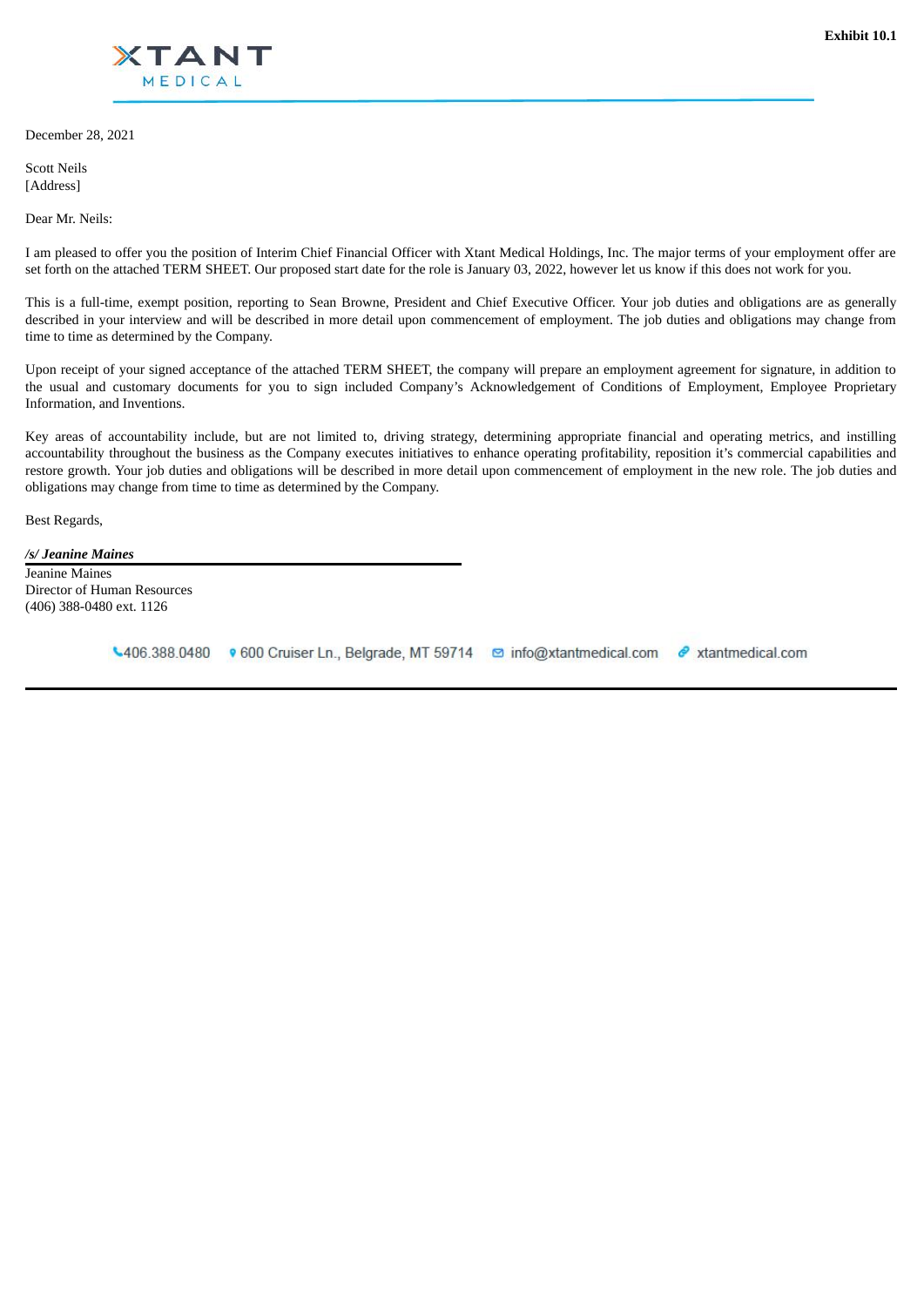**Exhibit 10.1**

XTANT MEDICAL

December 28, 2021

Scott Neils
[Address]

Dear Mr. Neils:

I am pleased to offer you the position of Interim Chief Financial Officer with Xtant Medical Holdings, Inc. The major terms of your employment offer are set forth on the attached TERM SHEET. Our proposed start date for the role is January 03, 2022, however let us know if this does not work for you.

This is a full-time, exempt position, reporting to Sean Browne, President and Chief Executive Officer. Your job duties and obligations are as generally described in your interview and will be described in more detail upon commencement of employment. The job duties and obligations may change from time to time as determined by the Company.

Upon receipt of your signed acceptance of the attached TERM SHEET, the company will prepare an employment agreement for signature, in addition to the usual and customary documents for you to sign included Company's Acknowledgement of Conditions of Employment, Employee Proprietary Information, and Inventions.

Key areas of accountability include, but are not limited to, driving strategy, determining appropriate financial and operating metrics, and instilling accountability throughout the business as the Company executes initiatives to enhance operating profitability, reposition it's commercial capabilities and restore growth. Your job duties and obligations will be described in more detail upon commencement of employment in the new role. The job duties and obligations may change from time to time as determined by the Company.

Best Regards,

***/s/ Jeanine Maines***

Jeanine Maines
Director of Human Resources
(406) 388-0480 ext. 1126

406.388.0480 600 Cruiser Ln., Belgrade, MT 59714 info@xtantmedical.com xtantmedical.com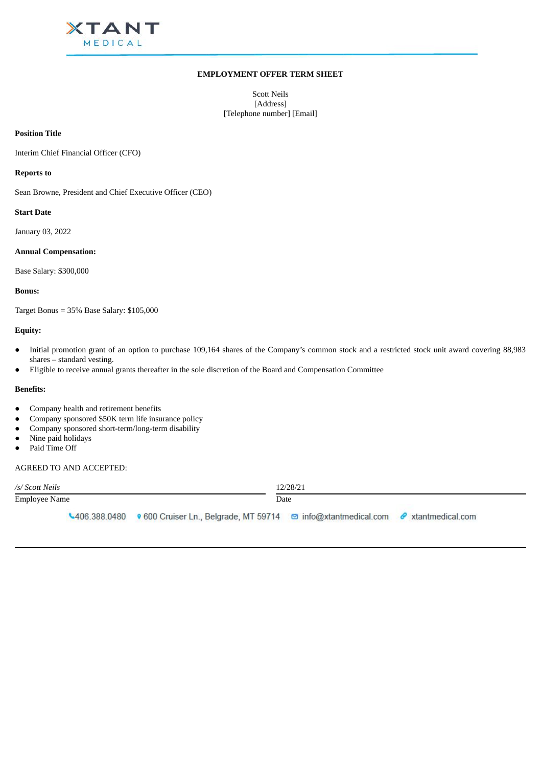# EMPLOYMENT OFFER TERM SHEET

Scott Neils
[Address]
[Telephone number] [Email]

**Position Title**

Interim Chief Financial Officer (CFO)

**Reports to**

Sean Browne, President and Chief Executive Officer (CEO)

**Start Date**

January 03, 2022

**Annual Compensation:**

Base Salary: $300,000

**Bonus:**

Target Bonus = 35% Base Salary: $105,000

**Equity:**

- Initial promotion grant of an option to purchase 109,164 shares of the Company's common stock and a restricted stock unit award covering 88,983 shares – standard vesting.
- Eligible to receive annual grants thereafter in the sole discretion of the Board and Compensation Committee

**Benefits:**

- Company health and retirement benefits
- Company sponsored $50K term life insurance policy
- Company sponsored short-term/long-term disability
- Nine paid holidays
- Paid Time Off

AGREED TO AND ACCEPTED:

| */s/ Scott Neils* | 12/28/21 |
|---|---|
| Employee Name | Date |

406.388.0480 600 Cruiser Ln., Belgrade, MT 59714 info@xtantmedical.com xtantmedical.com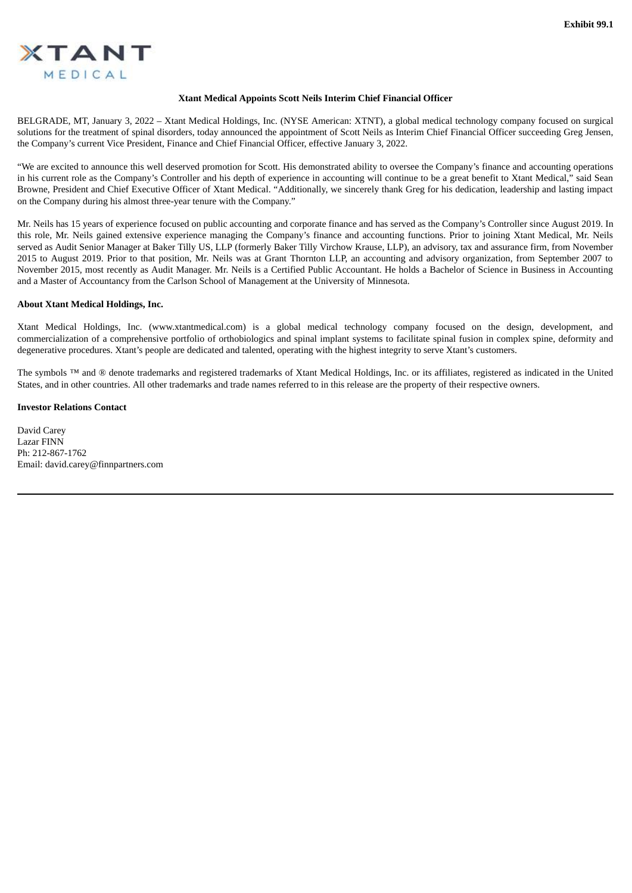Exhibit 99.1

XTANT MEDICAL

**Xtant Medical Appoints Scott Neils Interim Chief Financial Officer**

BELGRADE, MT, January 3, 2022 – Xtant Medical Holdings, Inc. (NYSE American: XTNT), a global medical technology company focused on surgical solutions for the treatment of spinal disorders, today announced the appointment of Scott Neils as Interim Chief Financial Officer succeeding Greg Jensen, the Company's current Vice President, Finance and Chief Financial Officer, effective January 3, 2022.

"We are excited to announce this well deserved promotion for Scott. His demonstrated ability to oversee the Company's finance and accounting operations in his current role as the Company's Controller and his depth of experience in accounting will continue to be a great benefit to Xtant Medical," said Sean Browne, President and Chief Executive Officer of Xtant Medical. "Additionally, we sincerely thank Greg for his dedication, leadership and lasting impact on the Company during his almost three-year tenure with the Company."

Mr. Neils has 15 years of experience focused on public accounting and corporate finance and has served as the Company's Controller since August 2019. In this role, Mr. Neils gained extensive experience managing the Company's finance and accounting functions. Prior to joining Xtant Medical, Mr. Neils served as Audit Senior Manager at Baker Tilly US, LLP (formerly Baker Tilly Virchow Krause, LLP), an advisory, tax and assurance firm, from November 2015 to August 2019. Prior to that position, Mr. Neils was at Grant Thornton LLP, an accounting and advisory organization, from September 2007 to November 2015, most recently as Audit Manager. Mr. Neils is a Certified Public Accountant. He holds a Bachelor of Science in Business in Accounting and a Master of Accountancy from the Carlson School of Management at the University of Minnesota.

**About Xtant Medical Holdings, Inc.**

Xtant Medical Holdings, Inc. (www.xtantmedical.com) is a global medical technology company focused on the design, development, and commercialization of a comprehensive portfolio of orthobiologics and spinal implant systems to facilitate spinal fusion in complex spine, deformity and degenerative procedures. Xtant's people are dedicated and talented, operating with the highest integrity to serve Xtant's customers.

The symbols ™ and ® denote trademarks and registered trademarks of Xtant Medical Holdings, Inc. or its affiliates, registered as indicated in the United States, and in other countries. All other trademarks and trade names referred to in this release are the property of their respective owners.

**Investor Relations Contact**

David Carey
Lazar FINN
Ph: 212-867-1762
Email: david.carey@finnpartners.com